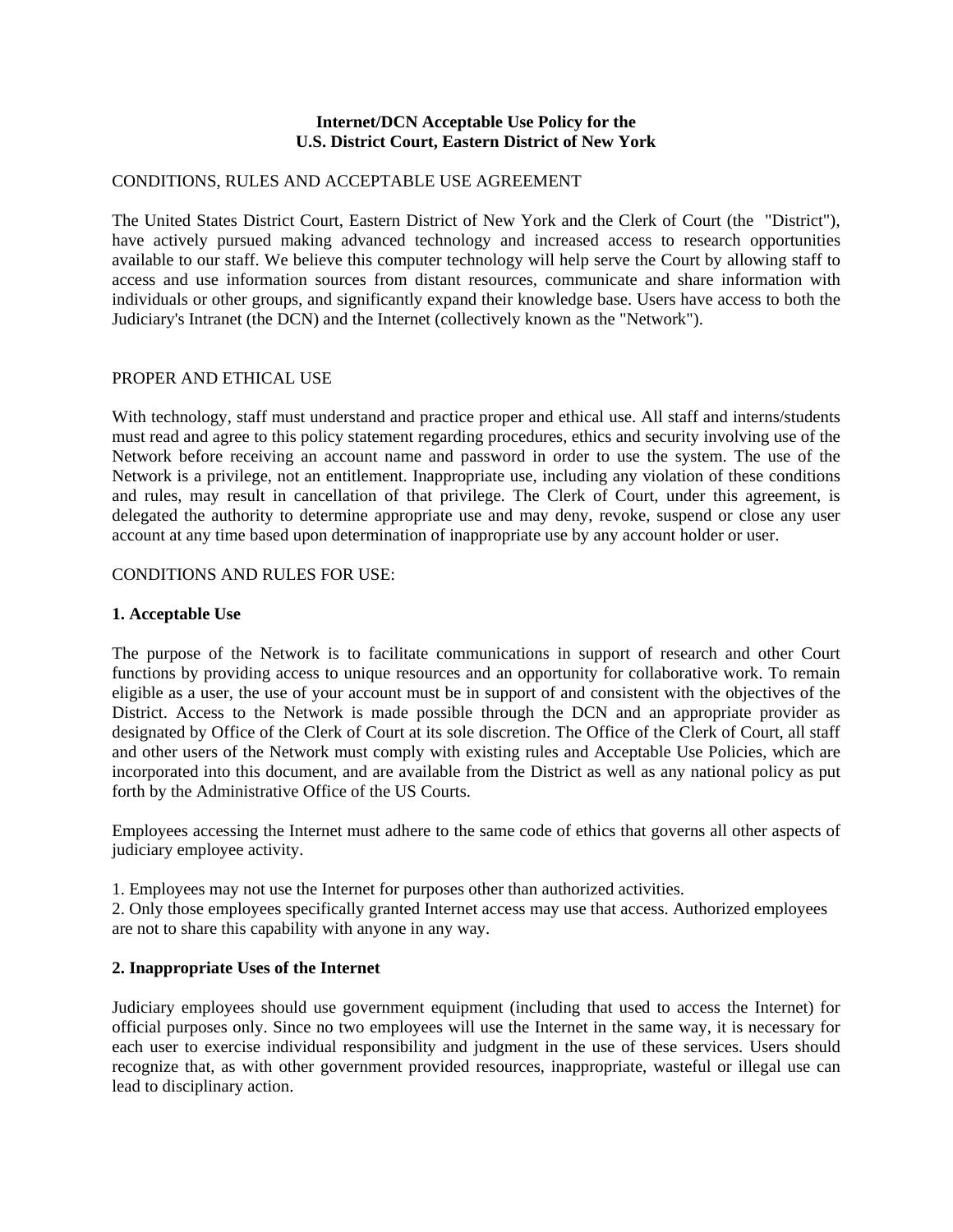# Internet/DCN Acceptable Use Policy for the U.S. District Court, Eastern District of New York

CONDITIONS, RULES AND ACCEPTABLE USE AGREEMENT

The United States District Court, Eastern District of New York and the Clerk of Court (the "District"), have actively pursued making advanced technology and increased access to research opportunities available to our staff. We believe this computer technology will help serve the Court by allowing staff to access and use information sources from distant resources, communicate and share information with individuals or other groups, and significantly expand their knowledge base. Users have access to both the Judiciary's Intranet (the DCN) and the Internet (collectively known as the "Network").

PROPER AND ETHICAL USE

With technology, staff must understand and practice proper and ethical use. All staff and interns/students must read and agree to this policy statement regarding procedures, ethics and security involving use of the Network before receiving an account name and password in order to use the system. The use of the Network is a privilege, not an entitlement. Inappropriate use, including any violation of these conditions and rules, may result in cancellation of that privilege. The Clerk of Court, under this agreement, is delegated the authority to determine appropriate use and may deny, revoke, suspend or close any user account at any time based upon determination of inappropriate use by any account holder or user.

CONDITIONS AND RULES FOR USE:

**1. Acceptable Use**

The purpose of the Network is to facilitate communications in support of research and other Court functions by providing access to unique resources and an opportunity for collaborative work. To remain eligible as a user, the use of your account must be in support of and consistent with the objectives of the District. Access to the Network is made possible through the DCN and an appropriate provider as designated by Office of the Clerk of Court at its sole discretion. The Office of the Clerk of Court, all staff and other users of the Network must comply with existing rules and Acceptable Use Policies, which are incorporated into this document, and are available from the District as well as any national policy as put forth by the Administrative Office of the US Courts.

Employees accessing the Internet must adhere to the same code of ethics that governs all other aspects of judiciary employee activity.

1. Employees may not use the Internet for purposes other than authorized activities.
2. Only those employees specifically granted Internet access may use that access. Authorized employees are not to share this capability with anyone in any way.

**2. Inappropriate Uses of the Internet**

Judiciary employees should use government equipment (including that used to access the Internet) for official purposes only. Since no two employees will use the Internet in the same way, it is necessary for each user to exercise individual responsibility and judgment in the use of these services. Users should recognize that, as with other government provided resources, inappropriate, wasteful or illegal use can lead to disciplinary action.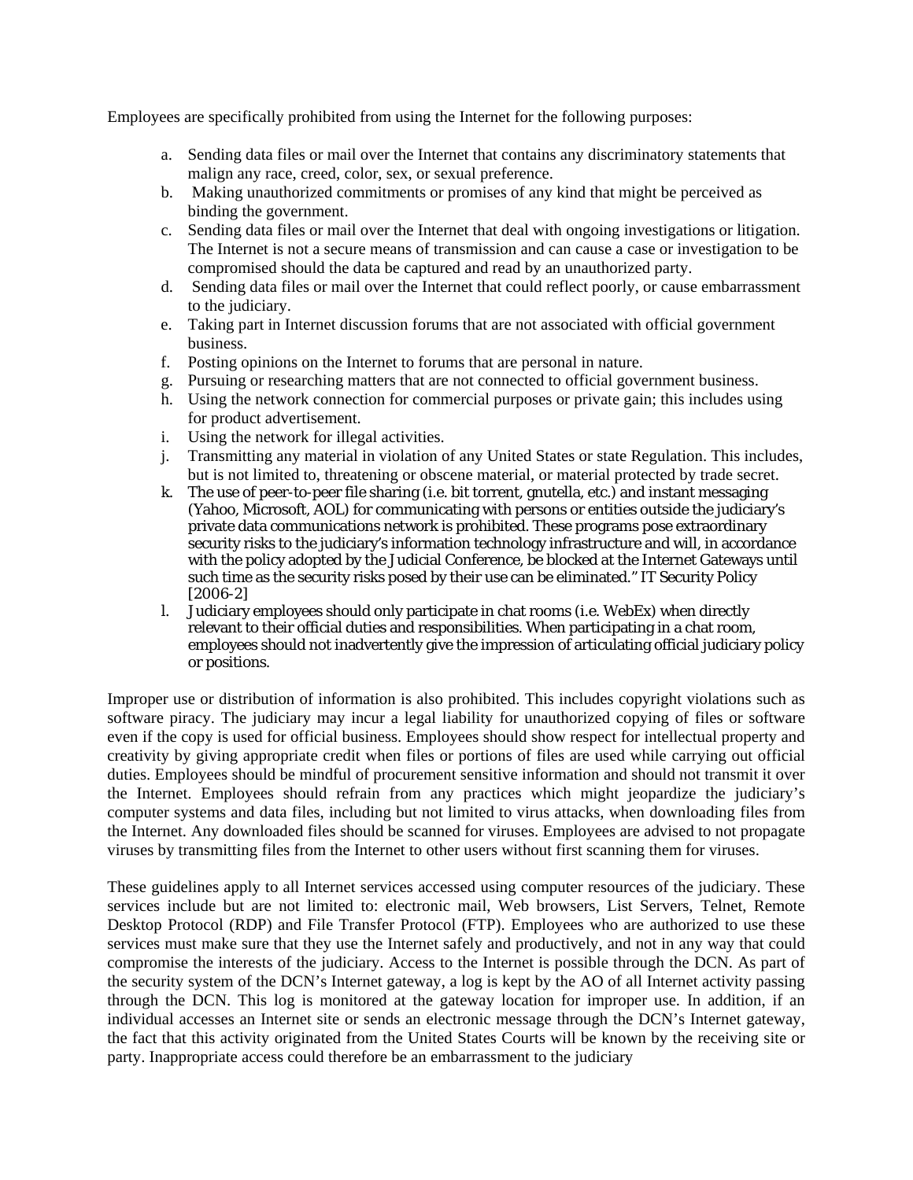Employees are specifically prohibited from using the Internet for the following purposes:

a. Sending data files or mail over the Internet that contains any discriminatory statements that malign any race, creed, color, sex, or sexual preference.
b. Making unauthorized commitments or promises of any kind that might be perceived as binding the government.
c. Sending data files or mail over the Internet that deal with ongoing investigations or litigation. The Internet is not a secure means of transmission and can cause a case or investigation to be compromised should the data be captured and read by an unauthorized party.
d. Sending data files or mail over the Internet that could reflect poorly, or cause embarrassment to the judiciary.
e. Taking part in Internet discussion forums that are not associated with official government business.
f. Posting opinions on the Internet to forums that are personal in nature.
g. Pursuing or researching matters that are not connected to official government business.
h. Using the network connection for commercial purposes or private gain; this includes using for product advertisement.
i. Using the network for illegal activities.
j. Transmitting any material in violation of any United States or state Regulation. This includes, but is not limited to, threatening or obscene material, or material protected by trade secret.
k. The use of peer-to-peer file sharing (i.e. bit torrent, gnutella, etc.) and instant messaging (Yahoo, Microsoft, AOL) for communicating with persons or entities outside the judiciary's private data communications network is prohibited. These programs pose extraordinary security risks to the judiciary's information technology infrastructure and will, in accordance with the policy adopted by the Judicial Conference, be blocked at the Internet Gateways until such time as the security risks posed by their use can be eliminated." IT Security Policy [2006-2]
l. Judiciary employees should only participate in chat rooms (i.e. WebEx) when directly relevant to their official duties and responsibilities. When participating in a chat room, employees should not inadvertently give the impression of articulating official judiciary policy or positions.

Improper use or distribution of information is also prohibited. This includes copyright violations such as software piracy. The judiciary may incur a legal liability for unauthorized copying of files or software even if the copy is used for official business. Employees should show respect for intellectual property and creativity by giving appropriate credit when files or portions of files are used while carrying out official duties. Employees should be mindful of procurement sensitive information and should not transmit it over the Internet. Employees should refrain from any practices which might jeopardize the judiciary's computer systems and data files, including but not limited to virus attacks, when downloading files from the Internet. Any downloaded files should be scanned for viruses. Employees are advised to not propagate viruses by transmitting files from the Internet to other users without first scanning them for viruses.

These guidelines apply to all Internet services accessed using computer resources of the judiciary. These services include but are not limited to: electronic mail, Web browsers, List Servers, Telnet, Remote Desktop Protocol (RDP) and File Transfer Protocol (FTP). Employees who are authorized to use these services must make sure that they use the Internet safely and productively, and not in any way that could compromise the interests of the judiciary. Access to the Internet is possible through the DCN. As part of the security system of the DCN's Internet gateway, a log is kept by the AO of all Internet activity passing through the DCN. This log is monitored at the gateway location for improper use. In addition, if an individual accesses an Internet site or sends an electronic message through the DCN's Internet gateway, the fact that this activity originated from the United States Courts will be known by the receiving site or party. Inappropriate access could therefore be an embarrassment to the judiciary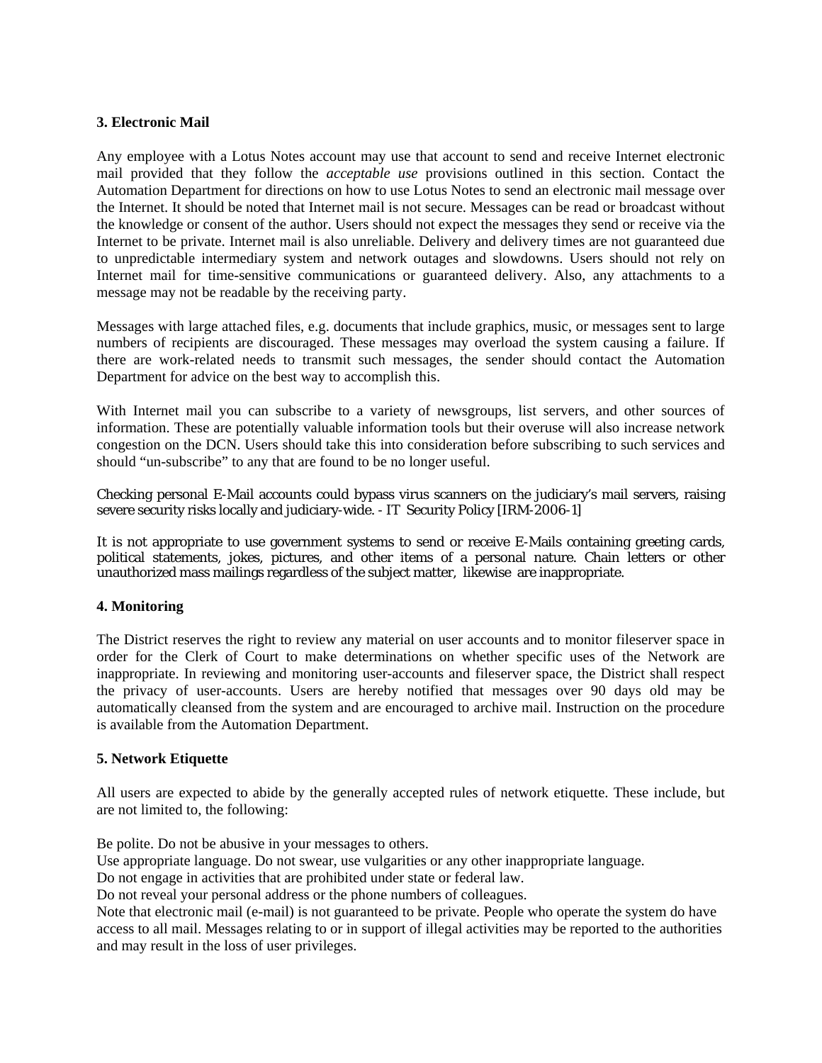**3. Electronic Mail**

Any employee with a Lotus Notes account may use that account to send and receive Internet electronic mail provided that they follow the *acceptable use* provisions outlined in this section. Contact the Automation Department for directions on how to use Lotus Notes to send an electronic mail message over the Internet. It should be noted that Internet mail is not secure. Messages can be read or broadcast without the knowledge or consent of the author. Users should not expect the messages they send or receive via the Internet to be private. Internet mail is also unreliable. Delivery and delivery times are not guaranteed due to unpredictable intermediary system and network outages and slowdowns. Users should not rely on Internet mail for time-sensitive communications or guaranteed delivery. Also, any attachments to a message may not be readable by the receiving party.

Messages with large attached files, e.g. documents that include graphics, music, or messages sent to large numbers of recipients are discouraged. These messages may overload the system causing a failure. If there are work-related needs to transmit such messages, the sender should contact the Automation Department for advice on the best way to accomplish this.

With Internet mail you can subscribe to a variety of newsgroups, list servers, and other sources of information. These are potentially valuable information tools but their overuse will also increase network congestion on the DCN. Users should take this into consideration before subscribing to such services and should "un-subscribe" to any that are found to be no longer useful.

Checking personal E-Mail accounts could bypass virus scanners on the judiciary's mail servers, raising severe security risks locally and judiciary-wide. - IT Security Policy [IRM-2006-1]

It is not appropriate to use government systems to send or receive E-Mails containing greeting cards, political statements, jokes, pictures, and other items of a personal nature. Chain letters or other unauthorized mass mailings regardless of the subject matter, likewise are inappropriate.

**4. Monitoring**

The District reserves the right to review any material on user accounts and to monitor fileserver space in order for the Clerk of Court to make determinations on whether specific uses of the Network are inappropriate. In reviewing and monitoring user-accounts and fileserver space, the District shall respect the privacy of user-accounts. Users are hereby notified that messages over 90 days old may be automatically cleansed from the system and are encouraged to archive mail. Instruction on the procedure is available from the Automation Department.

**5. Network Etiquette**

All users are expected to abide by the generally accepted rules of network etiquette. These include, but are not limited to, the following:

Be polite. Do not be abusive in your messages to others.
Use appropriate language. Do not swear, use vulgarities or any other inappropriate language.
Do not engage in activities that are prohibited under state or federal law.
Do not reveal your personal address or the phone numbers of colleagues.
Note that electronic mail (e-mail) is not guaranteed to be private. People who operate the system do have access to all mail. Messages relating to or in support of illegal activities may be reported to the authorities and may result in the loss of user privileges.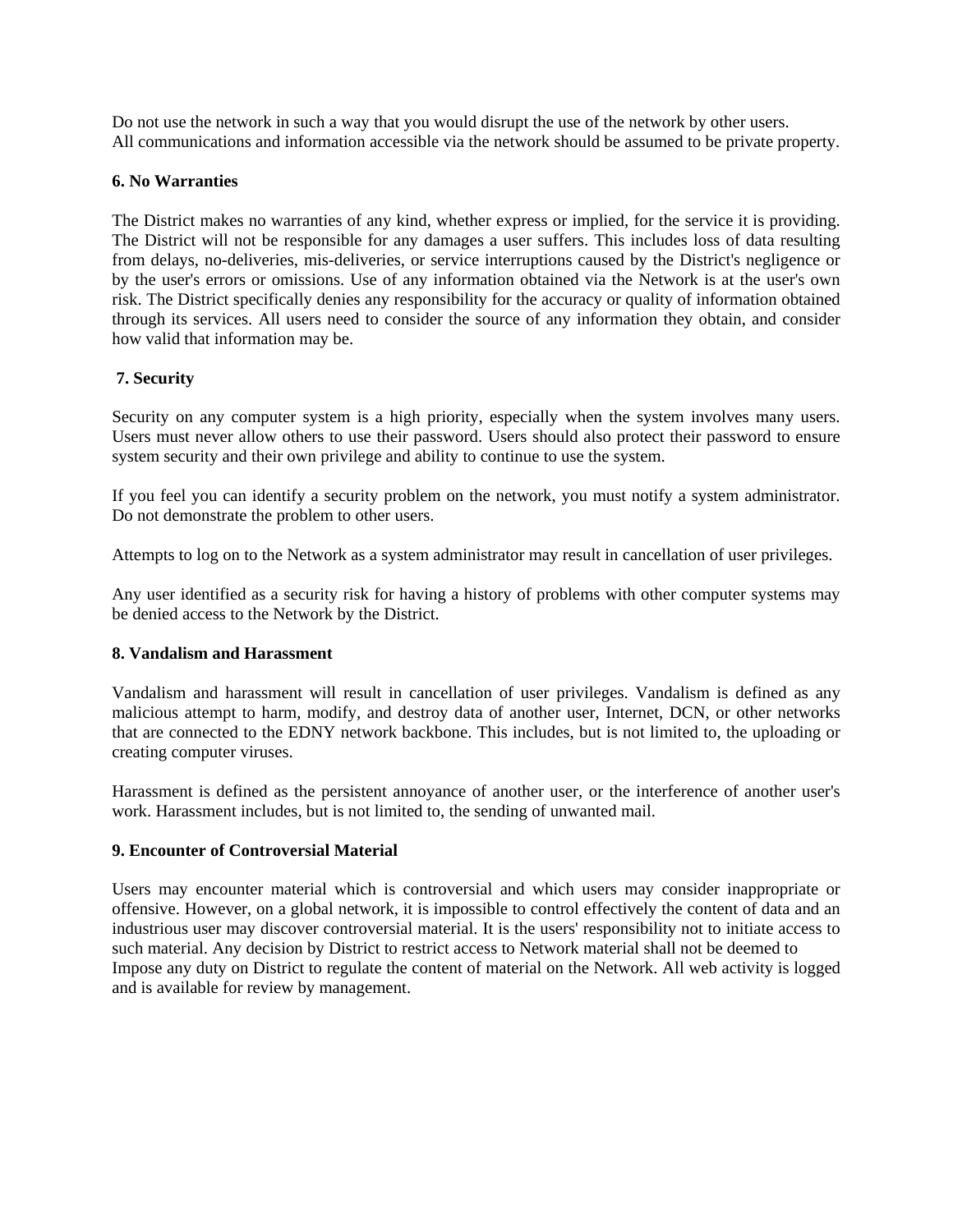Do not use the network in such a way that you would disrupt the use of the network by other users.
All communications and information accessible via the network should be assumed to be private property.

**6. No Warranties**

The District makes no warranties of any kind, whether express or implied, for the service it is providing. The District will not be responsible for any damages a user suffers. This includes loss of data resulting from delays, no-deliveries, mis-deliveries, or service interruptions caused by the District's negligence or by the user's errors or omissions. Use of any information obtained via the Network is at the user's own risk. The District specifically denies any responsibility for the accuracy or quality of information obtained through its services. All users need to consider the source of any information they obtain, and consider how valid that information may be.

**7. Security**

Security on any computer system is a high priority, especially when the system involves many users. Users must never allow others to use their password. Users should also protect their password to ensure system security and their own privilege and ability to continue to use the system.

If you feel you can identify a security problem on the network, you must notify a system administrator. Do not demonstrate the problem to other users.

Attempts to log on to the Network as a system administrator may result in cancellation of user privileges.

Any user identified as a security risk for having a history of problems with other computer systems may be denied access to the Network by the District.

**8. Vandalism and Harassment**

Vandalism and harassment will result in cancellation of user privileges. Vandalism is defined as any malicious attempt to harm, modify, and destroy data of another user, Internet, DCN, or other networks that are connected to the EDNY network backbone. This includes, but is not limited to, the uploading or creating computer viruses.

Harassment is defined as the persistent annoyance of another user, or the interference of another user's work. Harassment includes, but is not limited to, the sending of unwanted mail.

**9. Encounter of Controversial Material**

Users may encounter material which is controversial and which users may consider inappropriate or offensive. However, on a global network, it is impossible to control effectively the content of data and an industrious user may discover controversial material. It is the users' responsibility not to initiate access to such material. Any decision by District to restrict access to Network material shall not be deemed to Impose any duty on District to regulate the content of material on the Network. All web activity is logged and is available for review by management.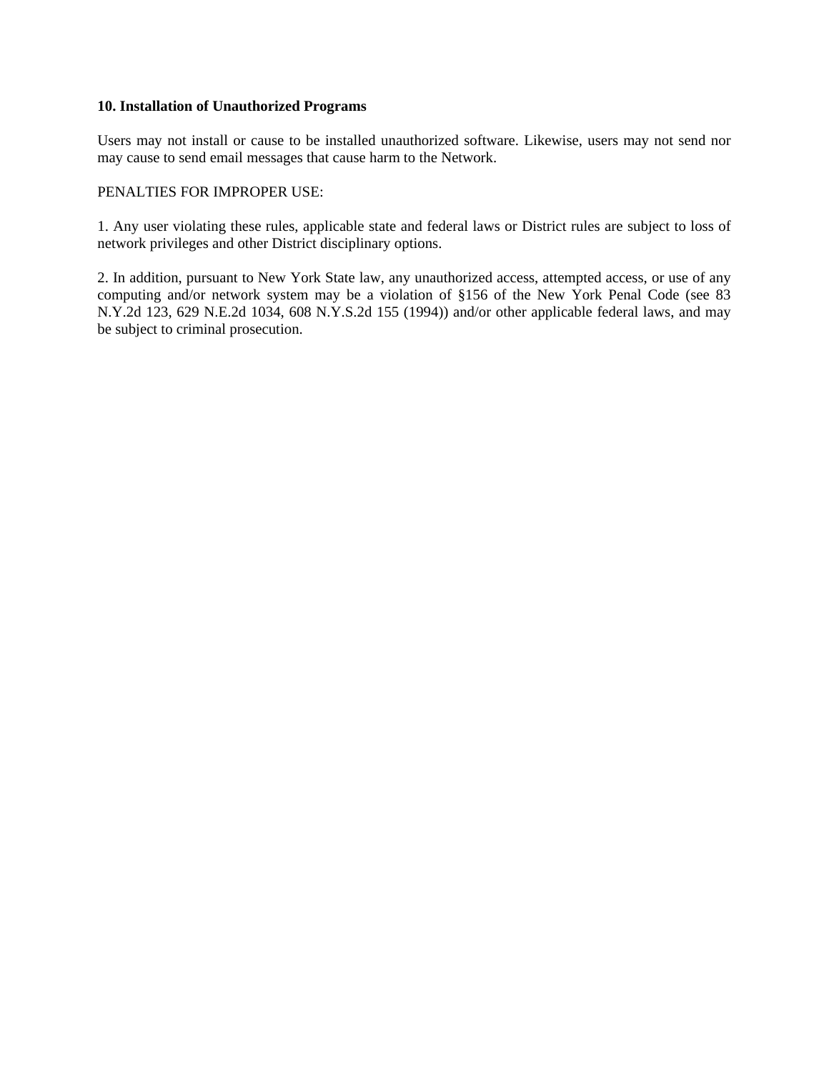**10. Installation of Unauthorized Programs**

Users may not install or cause to be installed unauthorized software. Likewise, users may not send nor may cause to send email messages that cause harm to the Network.

PENALTIES FOR IMPROPER USE:

1. Any user violating these rules, applicable state and federal laws or District rules are subject to loss of network privileges and other District disciplinary options.

2. In addition, pursuant to New York State law, any unauthorized access, attempted access, or use of any computing and/or network system may be a violation of §156 of the New York Penal Code (see 83 N.Y.2d 123, 629 N.E.2d 1034, 608 N.Y.S.2d 155 (1994)) and/or other applicable federal laws, and may be subject to criminal prosecution.